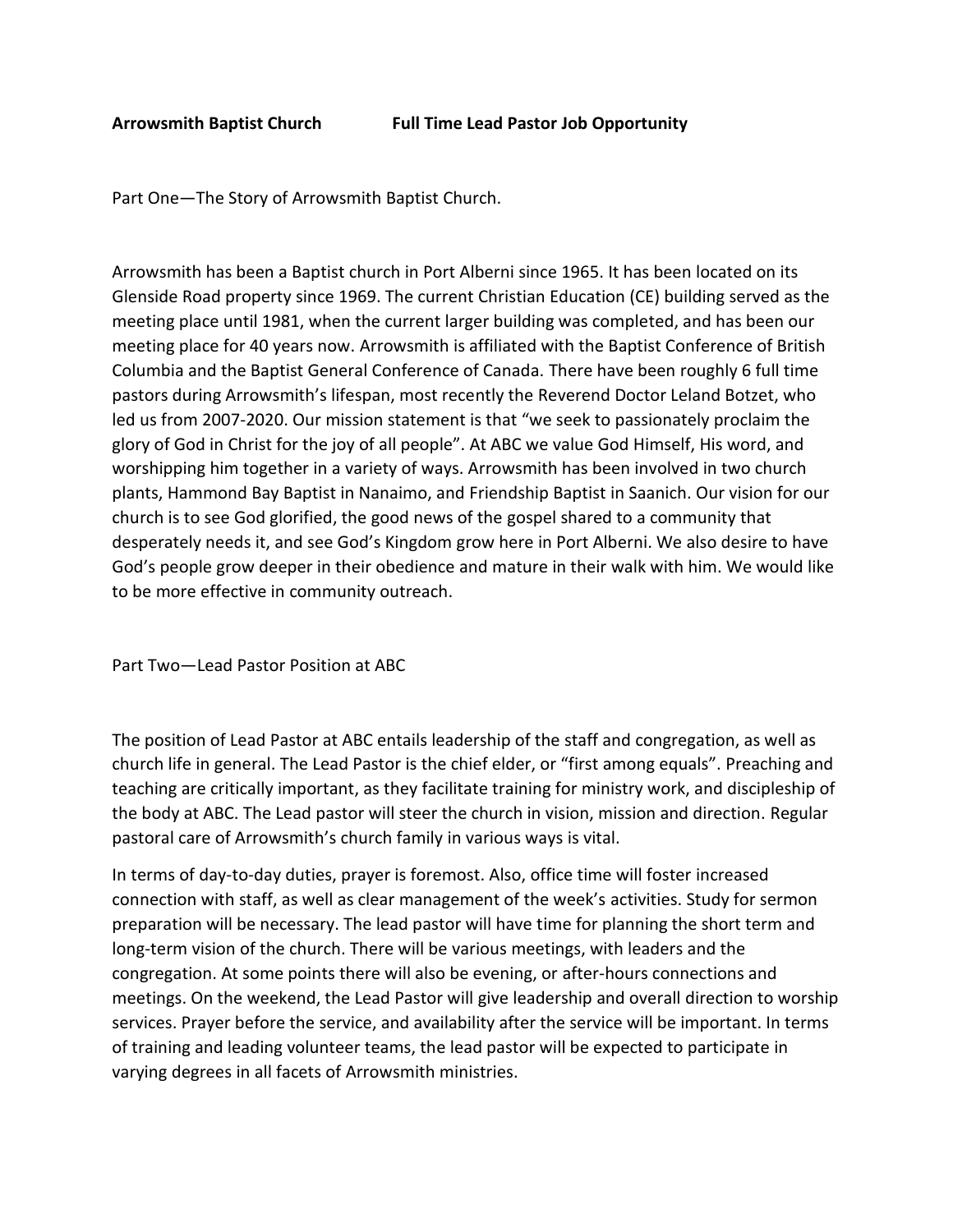**Arrowsmith Baptist Church** **Full Time Lead Pastor Job Opportunity**

Part One—The Story of Arrowsmith Baptist Church.

Arrowsmith has been a Baptist church in Port Alberni since 1965. It has been located on its Glenside Road property since 1969. The current Christian Education (CE) building served as the meeting place until 1981, when the current larger building was completed, and has been our meeting place for 40 years now. Arrowsmith is affiliated with the Baptist Conference of British Columbia and the Baptist General Conference of Canada. There have been roughly 6 full time pastors during Arrowsmith's lifespan, most recently the Reverend Doctor Leland Botzet, who led us from 2007-2020. Our mission statement is that "we seek to passionately proclaim the glory of God in Christ for the joy of all people". At ABC we value God Himself, His word, and worshipping him together in a variety of ways. Arrowsmith has been involved in two church plants, Hammond Bay Baptist in Nanaimo, and Friendship Baptist in Saanich. Our vision for our church is to see God glorified, the good news of the gospel shared to a community that desperately needs it, and see God's Kingdom grow here in Port Alberni. We also desire to have God's people grow deeper in their obedience and mature in their walk with him. We would like to be more effective in community outreach.

Part Two—Lead Pastor Position at ABC

The position of Lead Pastor at ABC entails leadership of the staff and congregation, as well as church life in general. The Lead Pastor is the chief elder, or "first among equals". Preaching and teaching are critically important, as they facilitate training for ministry work, and discipleship of the body at ABC. The Lead pastor will steer the church in vision, mission and direction. Regular pastoral care of Arrowsmith's church family in various ways is vital.

In terms of day-to-day duties, prayer is foremost. Also, office time will foster increased connection with staff, as well as clear management of the week's activities. Study for sermon preparation will be necessary. The lead pastor will have time for planning the short term and long-term vision of the church. There will be various meetings, with leaders and the congregation. At some points there will also be evening, or after-hours connections and meetings. On the weekend, the Lead Pastor will give leadership and overall direction to worship services. Prayer before the service, and availability after the service will be important. In terms of training and leading volunteer teams, the lead pastor will be expected to participate in varying degrees in all facets of Arrowsmith ministries.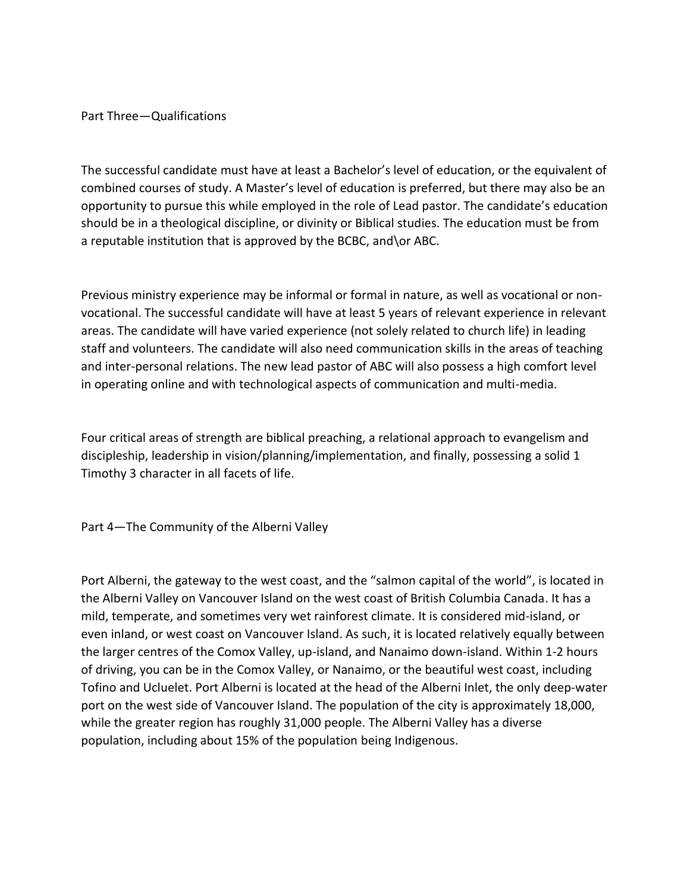## Part Three—Qualifications

The successful candidate must have at least a Bachelor's level of education, or the equivalent of combined courses of study. A Master's level of education is preferred, but there may also be an opportunity to pursue this while employed in the role of Lead pastor. The candidate's education should be in a theological discipline, or divinity or Biblical studies. The education must be from a reputable institution that is approved by the BCBC, and\or ABC.

Previous ministry experience may be informal or formal in nature, as well as vocational or non-vocational. The successful candidate will have at least 5 years of relevant experience in relevant areas. The candidate will have varied experience (not solely related to church life) in leading staff and volunteers. The candidate will also need communication skills in the areas of teaching and inter-personal relations. The new lead pastor of ABC will also possess a high comfort level in operating online and with technological aspects of communication and multi-media.

Four critical areas of strength are biblical preaching, a relational approach to evangelism and discipleship, leadership in vision/planning/implementation, and finally, possessing a solid 1 Timothy 3 character in all facets of life.

## Part 4—The Community of the Alberni Valley

Port Alberni, the gateway to the west coast, and the "salmon capital of the world", is located in the Alberni Valley on Vancouver Island on the west coast of British Columbia Canada. It has a mild, temperate, and sometimes very wet rainforest climate. It is considered mid-island, or even inland, or west coast on Vancouver Island. As such, it is located relatively equally between the larger centres of the Comox Valley, up-island, and Nanaimo down-island. Within 1-2 hours of driving, you can be in the Comox Valley, or Nanaimo, or the beautiful west coast, including Tofino and Ucluelet. Port Alberni is located at the head of the Alberni Inlet, the only deep-water port on the west side of Vancouver Island. The population of the city is approximately 18,000, while the greater region has roughly 31,000 people. The Alberni Valley has a diverse population, including about 15% of the population being Indigenous.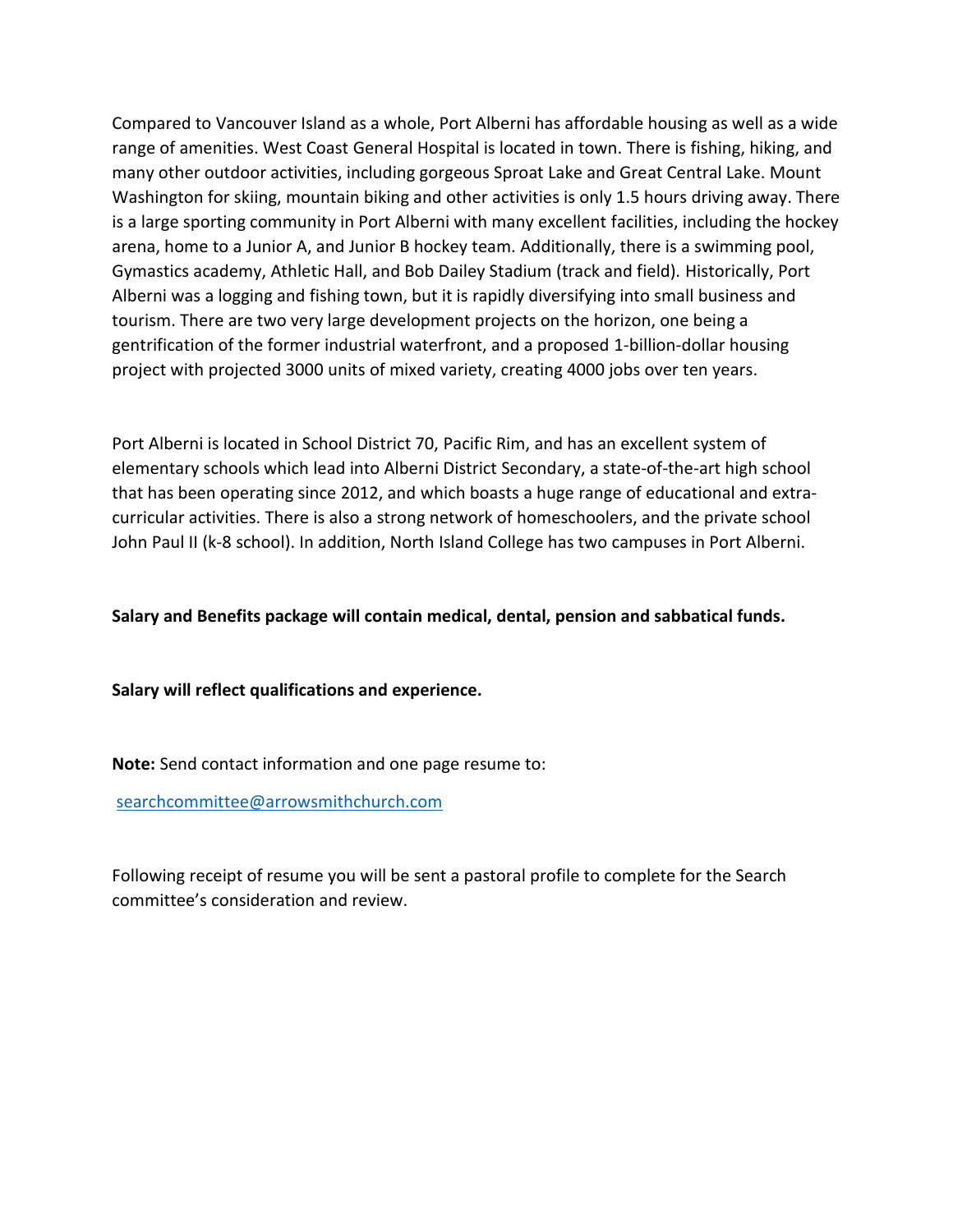Compared to Vancouver Island as a whole, Port Alberni has affordable housing as well as a wide range of amenities. West Coast General Hospital is located in town. There is fishing, hiking, and many other outdoor activities, including gorgeous Sproat Lake and Great Central Lake. Mount Washington for skiing, mountain biking and other activities is only 1.5 hours driving away. There is a large sporting community in Port Alberni with many excellent facilities, including the hockey arena, home to a Junior A, and Junior B hockey team. Additionally, there is a swimming pool, Gymastics academy, Athletic Hall, and Bob Dailey Stadium (track and field). Historically, Port Alberni was a logging and fishing town, but it is rapidly diversifying into small business and tourism. There are two very large development projects on the horizon, one being a gentrification of the former industrial waterfront, and a proposed 1-billion-dollar housing project with projected 3000 units of mixed variety, creating 4000 jobs over ten years.

Port Alberni is located in School District 70, Pacific Rim, and has an excellent system of elementary schools which lead into Alberni District Secondary, a state-of-the-art high school that has been operating since 2012, and which boasts a huge range of educational and extra-curricular activities. There is also a strong network of homeschoolers, and the private school John Paul II (k-8 school). In addition, North Island College has two campuses in Port Alberni.

**Salary and Benefits package will contain medical, dental, pension and sabbatical funds.**

**Salary will reflect qualifications and experience.**

**Note:** Send contact information and one page resume to:

[searchcommittee@arrowsmithchurch.com](mailto:searchcommittee@arrowsmithchurch.com)

Following receipt of resume you will be sent a pastoral profile to complete for the Search committee's consideration and review.